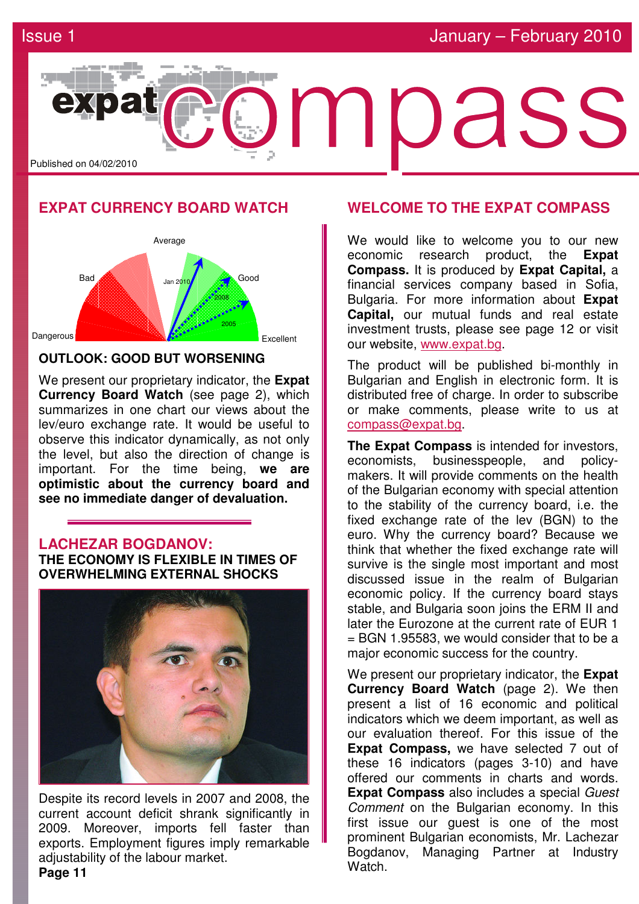Issue 1 — January – February 2010

# expat compass

Published on 04/02/2010

## EXPAT CURRENCY BOARD WATCH

Dangerous · Bad · Average · Good · Excellent

Jan 2010 · 2008 · 2005

### OUTLOOK: GOOD BUT WORSENING

We present our proprietary indicator, the **Expat Currency Board Watch** (see page 2), which summarizes in one chart our views about the lev/euro exchange rate. It would be useful to observe this indicator dynamically, as not only the level, but also the direction of change is important. For the time being, **we are optimistic about the currency board and see no immediate danger of devaluation.**

## LACHEZAR BOGDANOV:

### THE ECONOMY IS FLEXIBLE IN TIMES OF OVERWHELMING EXTERNAL SHOCKS

Despite its record levels in 2007 and 2008, the current account deficit shrank significantly in 2009. Moreover, imports fell faster than exports. Employment figures imply remarkable adjustability of the labour market.

**Page 11**

## WELCOME TO THE EXPAT COMPASS

We would like to welcome you to our new economic research product, the **Expat Compass.** It is produced by **Expat Capital,** a financial services company based in Sofia, Bulgaria. For more information about **Expat Capital,** our mutual funds and real estate investment trusts, please see page 12 or visit our website, www.expat.bg.

The product will be published bi-monthly in Bulgarian and English in electronic form. It is distributed free of charge. In order to subscribe or make comments, please write to us at compass@expat.bg.

**The Expat Compass** is intended for investors, economists, businesspeople, and policy-makers. It will provide comments on the health of the Bulgarian economy with special attention to the stability of the currency board, i.e. the fixed exchange rate of the lev (BGN) to the euro. Why the currency board? Because we think that whether the fixed exchange rate will survive is the single most important and most discussed issue in the realm of Bulgarian economic policy. If the currency board stays stable, and Bulgaria soon joins the ERM II and later the Eurozone at the current rate of EUR 1 = BGN 1.95583, we would consider that to be a major economic success for the country.

We present our proprietary indicator, the **Expat Currency Board Watch** (page 2). We then present a list of 16 economic and political indicators which we deem important, as well as our evaluation thereof. For this issue of the **Expat Compass,** we have selected 7 out of these 16 indicators (pages 3-10) and have offered our comments in charts and words. **Expat Compass** also includes a special *Guest Comment* on the Bulgarian economy. In this first issue our guest is one of the most prominent Bulgarian economists, Mr. Lachezar Bogdanov, Managing Partner at Industry Watch.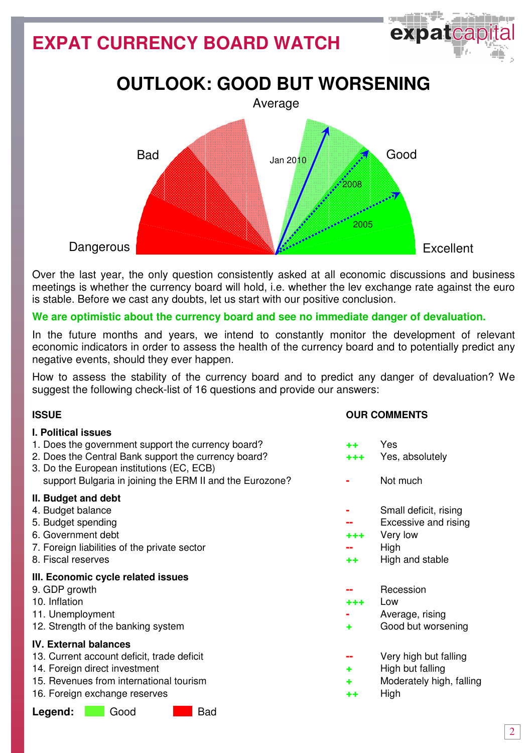# EXPAT CURRENCY BOARD WATCH

## OUTLOOK: GOOD BUT WORSENING

Average

Bad

Good

Jan 2010

2008

2005

Dangerous

Excellent

Over the last year, the only question consistently asked at all economic discussions and business meetings is whether the currency board will hold, i.e. whether the lev exchange rate against the euro is stable. Before we cast any doubts, let us start with our positive conclusion.

**We are optimistic about the currency board and see no immediate danger of devaluation.**

In the future months and years, we intend to constantly monitor the development of relevant economic indicators in order to assess the health of the currency board and to potentially predict any negative events, should they ever happen.

How to assess the stability of the currency board and to predict any danger of devaluation? We suggest the following check-list of 16 questions and provide our answers:

| ISSUE | OUR COMMENTS | |
|---|---|---|
| **I. Political issues** | | |
| 1. Does the government support the currency board? | ++ | Yes |
| 2. Does the Central Bank support the currency board? | +++ | Yes, absolutely |
| 3. Do the European institutions (EC, ECB) support Bulgaria in joining the ERM II and the Eurozone? | - | Not much |
| **II. Budget and debt** | | |
| 4. Budget balance | - | Small deficit, rising |
| 5. Budget spending | -- | Excessive and rising |
| 6. Government debt | +++ | Very low |
| 7. Foreign liabilities of the private sector | -- | High |
| 8. Fiscal reserves | ++ | High and stable |
| **III. Economic cycle related issues** | | |
| 9. GDP growth | -- | Recession |
| 10. Inflation | +++ | Low |
| 11. Unemployment | - | Average, rising |
| 12. Strength of the banking system | + | Good but worsening |
| **IV. External balances** | | |
| 13. Current account deficit, trade deficit | -- | Very high but falling |
| 14. Foreign direct investment | + | High but falling |
| 15. Revenues from international tourism | + | Moderately high, falling |
| 16. Foreign exchange reserves | ++ | High |

**Legend:** Good Bad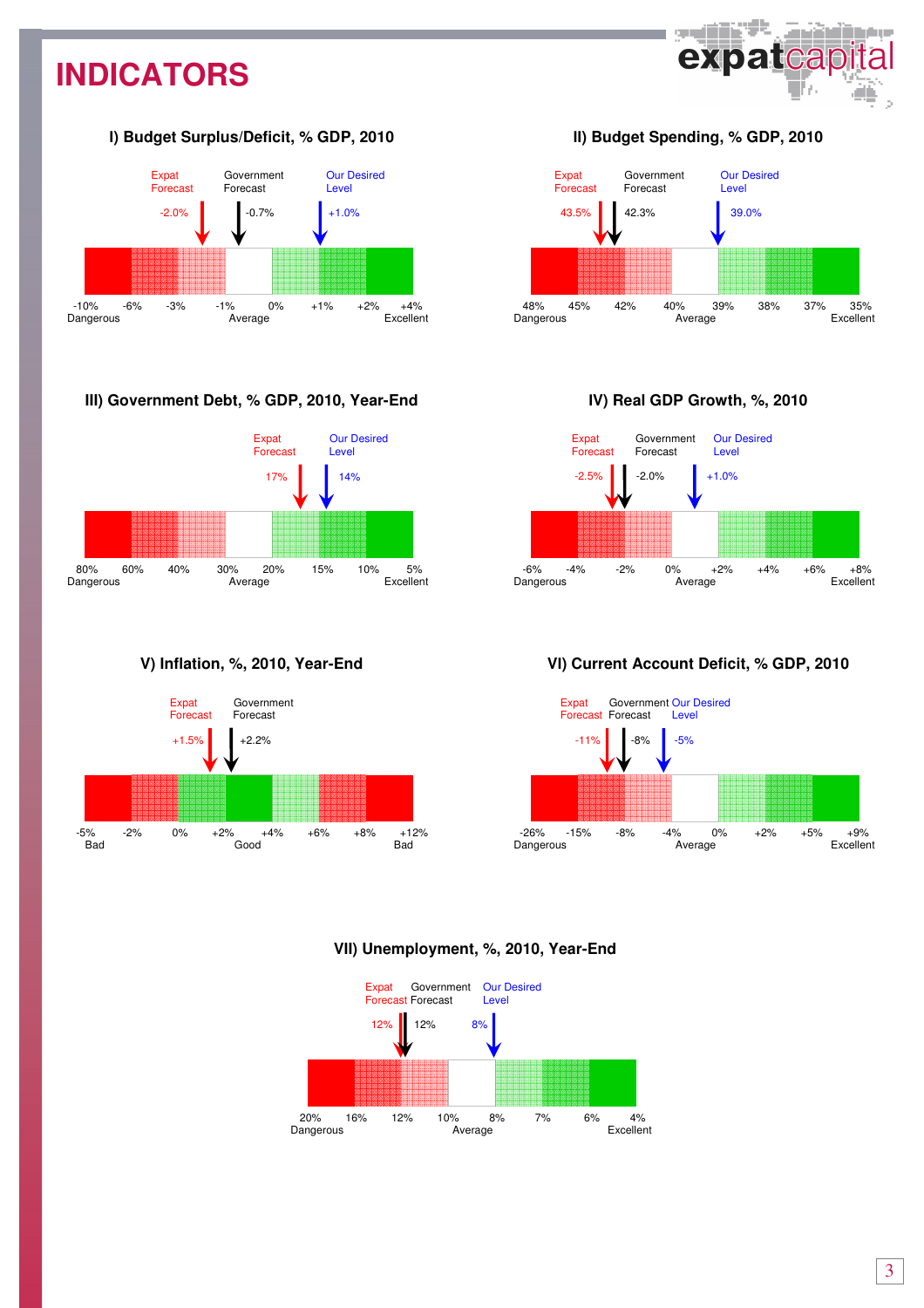# INDICATORS

## I) Budget Surplus/Deficit, % GDP, 2010

Expat Forecast: -2.0%
Government Forecast: -0.7%
Our Desired Level: +1.0%

| -10% | -6% | -3% | -1% | 0% | +1% | +2% | +4% |
|---|---|---|---|---|---|---|---|
| Dangerous | | | Average | | | | Excellent |

## II) Budget Spending, % GDP, 2010

Expat Forecast: 43.5%
Government Forecast: 42.3%
Our Desired Level: 39.0%

| 48% | 45% | 42% | 40% | 39% | 38% | 37% | 35% |
|---|---|---|---|---|---|---|---|
| Dangerous | | | Average | | | | Excellent |

## III) Government Debt, % GDP, 2010, Year-End

Expat Forecast: 17%
Our Desired Level: 14%

| 80% | 60% | 40% | 30% | 20% | 15% | 10% | 5% |
|---|---|---|---|---|---|---|---|
| Dangerous | | | Average | | | | Excellent |

## IV) Real GDP Growth, %, 2010

Expat Forecast: -2.5%
Government Forecast: -2.0%
Our Desired Level: +1.0%

| -6% | -4% | -2% | 0% | +2% | +4% | +6% | +8% |
|---|---|---|---|---|---|---|---|
| Dangerous | | | Average | | | | Excellent |

## V) Inflation, %, 2010, Year-End

Expat Forecast: +1.5%
Government Forecast: +2.2%

| -5% | -2% | 0% | +2% | +4% | +6% | +8% | +12% |
|---|---|---|---|---|---|---|---|
| Bad | | | Good | | | | Bad |

## VI) Current Account Deficit, % GDP, 2010

Expat Forecast: -11%
Government Forecast: -8%
Our Desired Level: -5%

| -26% | -15% | -8% | -4% | 0% | +2% | +5% | +9% |
|---|---|---|---|---|---|---|---|
| Dangerous | | | Average | | | | Excellent |

## VII) Unemployment, %, 2010, Year-End

Expat Forecast: 12%
Government Forecast: 12%
Our Desired Level: 8%

| 20% | 16% | 12% | 10% | 8% | 7% | 6% | 4% |
|---|---|---|---|---|---|---|---|
| Dangerous | | | Average | | | | Excellent |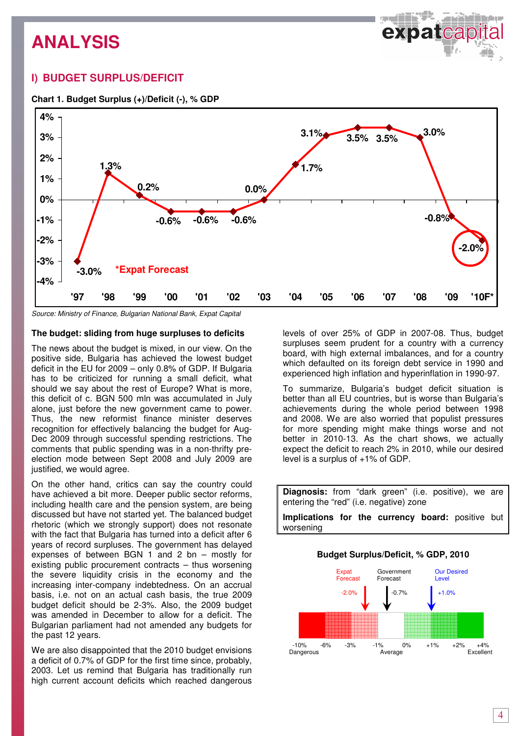# ANALYSIS

## I) BUDGET SURPLUS/DEFICIT

**Chart 1. Budget Surplus (+)/Deficit (-), % GDP**

| '97 | '98 | '99 | '00 | '01 | '02 | '03 | '04 | '05 | '06 | '07 | '08 | '09 | '10F* |
|---|---|---|---|---|---|---|---|---|---|---|---|---|---|
| -3.0% | 1.3% | 0.2% | -0.6% | -0.6% | -0.6% | 0.0% | 1.7% | 3.1% | 3.5% | 3.5% | 3.0% | -0.8% | -2.0% |

*Expat Forecast

*Source: Ministry of Finance, Bulgarian National Bank, Expat Capital*

### The budget: sliding from huge surpluses to deficits

The news about the budget is mixed, in our view. On the positive side, Bulgaria has achieved the lowest budget deficit in the EU for 2009 – only 0.8% of GDP. If Bulgaria has to be criticized for running a small deficit, what should we say about the rest of Europe? What is more, this deficit of c. BGN 500 mln was accumulated in July alone, just before the new government came to power. Thus, the new reformist finance minister deserves recognition for effectively balancing the budget for Aug-Dec 2009 through successful spending restrictions. The comments that public spending was in a non-thrifty pre-election mode between Sept 2008 and July 2009 are justified, we would agree.

On the other hand, critics can say the country could have achieved a bit more. Deeper public sector reforms, including health care and the pension system, are being discussed but have not started yet. The balanced budget rhetoric (which we strongly support) does not resonate with the fact that Bulgaria has turned into a deficit after 6 years of record surpluses. The government has delayed expenses of between BGN 1 and 2 bn – mostly for existing public procurement contracts – thus worsening the severe liquidity crisis in the economy and the increasing inter-company indebtedness. On an accrual basis, i.e. not on an actual cash basis, the true 2009 budget deficit should be 2-3%. Also, the 2009 budget was amended in December to allow for a deficit. The Bulgarian parliament had not amended any budgets for the past 12 years.

We are also disappointed that the 2010 budget envisions a deficit of 0.7% of GDP for the first time since, probably, 2003. Let us remind that Bulgaria has traditionally run high current account deficits which reached dangerous levels of over 25% of GDP in 2007-08. Thus, budget surpluses seem prudent for a country with a currency board, with high external imbalances, and for a country which defaulted on its foreign debt service in 1990 and experienced high inflation and hyperinflation in 1990-97.

To summarize, Bulgaria's budget deficit situation is better than all EU countries, but is worse than Bulgaria's achievements during the whole period between 1998 and 2008. We are also worried that populist pressures for more spending might make things worse and not better in 2010-13. As the chart shows, we actually expect the deficit to reach 2% in 2010, while our desired level is a surplus of +1% of GDP.

> **Diagnosis:** from "dark green" (i.e. positive), we are entering the "red" (i.e. negative) zone
>
> **Implications for the currency board:** positive but worsening

**Budget Surplus/Deficit, % GDP, 2010**

| Expat Forecast | Government Forecast | Our Desired Level |
|---|---|---|
| -2.0% | -0.7% | +1.0% |

Scale: -10% Dangerous, -6%, -3%, -1%, 0% Average, +1%, +2%, +4% Excellent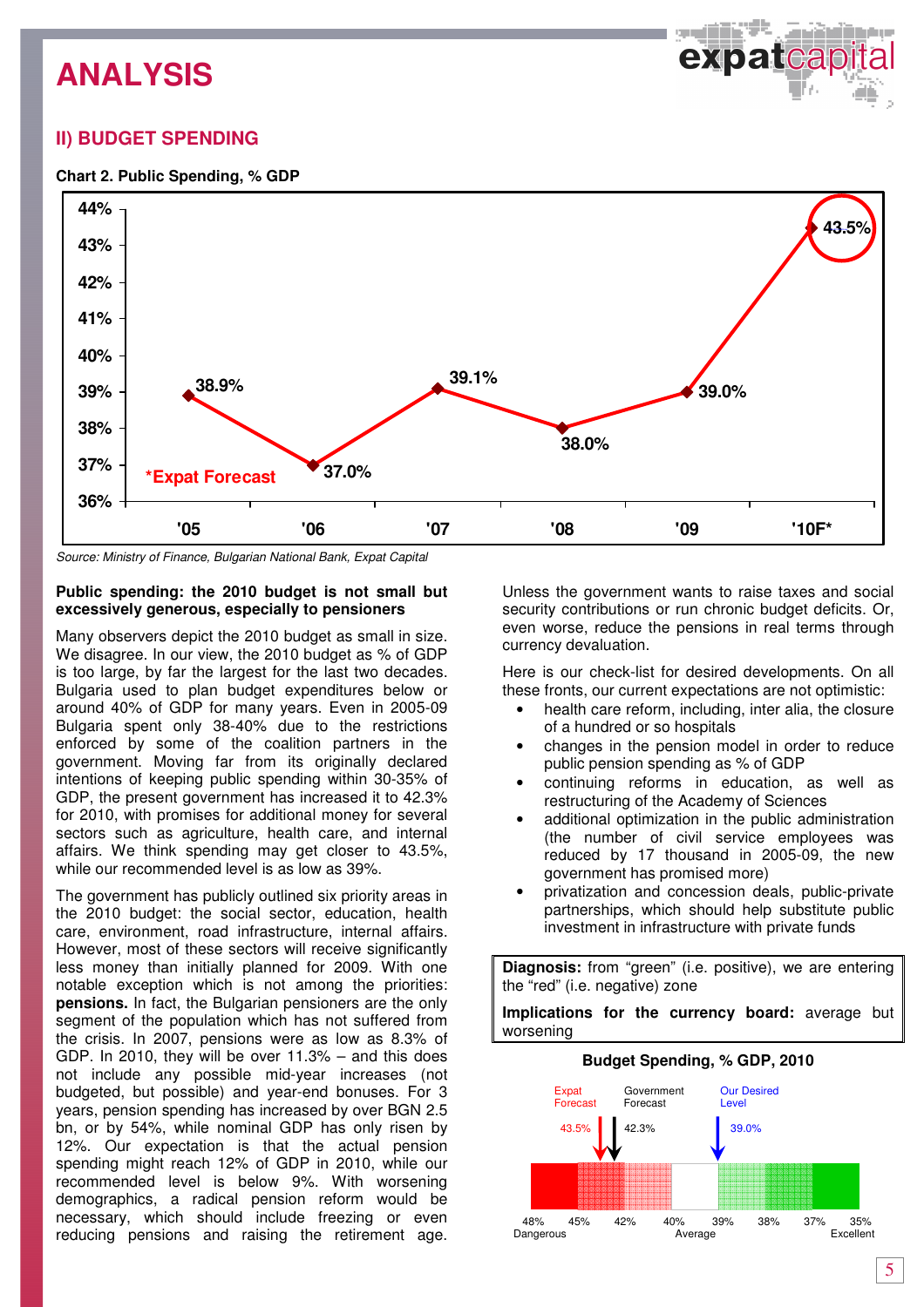# ANALYSIS

## II) BUDGET SPENDING

**Chart 2. Public Spending, % GDP**

| Year | '05 | '06 | '07 | '08 | '09 | '10F* |
|---|---|---|---|---|---|---|
| Public Spending, % GDP | 38.9% | 37.0% | 39.1% | 38.0% | 39.0% | 43.5% |

*Expat Forecast

*Source: Ministry of Finance, Bulgarian National Bank, Expat Capital*

**Public spending: the 2010 budget is not small but excessively generous, especially to pensioners**

Many observers depict the 2010 budget as small in size. We disagree. In our view, the 2010 budget as % of GDP is too large, by far the largest for the last two decades. Bulgaria used to plan budget expenditures below or around 40% of GDP for many years. Even in 2005-09 Bulgaria spent only 38-40% due to the restrictions enforced by some of the coalition partners in the government. Moving far from its originally declared intentions of keeping public spending within 30-35% of GDP, the present government has increased it to 42.3% for 2010, with promises for additional money for several sectors such as agriculture, health care, and internal affairs. We think spending may get closer to 43.5%, while our recommended level is as low as 39%.

The government has publicly outlined six priority areas in the 2010 budget: the social sector, education, health care, environment, road infrastructure, internal affairs. However, most of these sectors will receive significantly less money than initially planned for 2009. With one notable exception which is not among the priorities: **pensions.** In fact, the Bulgarian pensioners are the only segment of the population which has not suffered from the crisis. In 2007, pensions were as low as 8.3% of GDP. In 2010, they will be over 11.3% – and this does not include any possible mid-year increases (not budgeted, but possible) and year-end bonuses. For 3 years, pension spending has increased by over BGN 2.5 bn, or by 54%, while nominal GDP has only risen by 12%. Our expectation is that the actual pension spending might reach 12% of GDP in 2010, while our recommended level is below 9%. With worsening demographics, a radical pension reform would be necessary, which should include freezing or even reducing pensions and raising the retirement age. Unless the government wants to raise taxes and social security contributions or run chronic budget deficits. Or, even worse, reduce the pensions in real terms through currency devaluation.

Here is our check-list for desired developments. On all these fronts, our current expectations are not optimistic:

- health care reform, including, inter alia, the closure of a hundred or so hospitals
- changes in the pension model in order to reduce public pension spending as % of GDP
- continuing reforms in education, as well as restructuring of the Academy of Sciences
- additional optimization in the public administration (the number of civil service employees was reduced by 17 thousand in 2005-09, the new government has promised more)
- privatization and concession deals, public-private partnerships, which should help substitute public investment in infrastructure with private funds

**Diagnosis:** from "green" (i.e. positive), we are entering the "red" (i.e. negative) zone

**Implications for the currency board:** average but worsening

**Budget Spending, % GDP, 2010**

| Expat Forecast | Government Forecast | Our Desired Level |
|---|---|---|
| 43.5% | 42.3% | 39.0% |

Scale: 48% Dangerous – 45% – 42% – 40% – 39% Average – 38% – 37% – 35% Excellent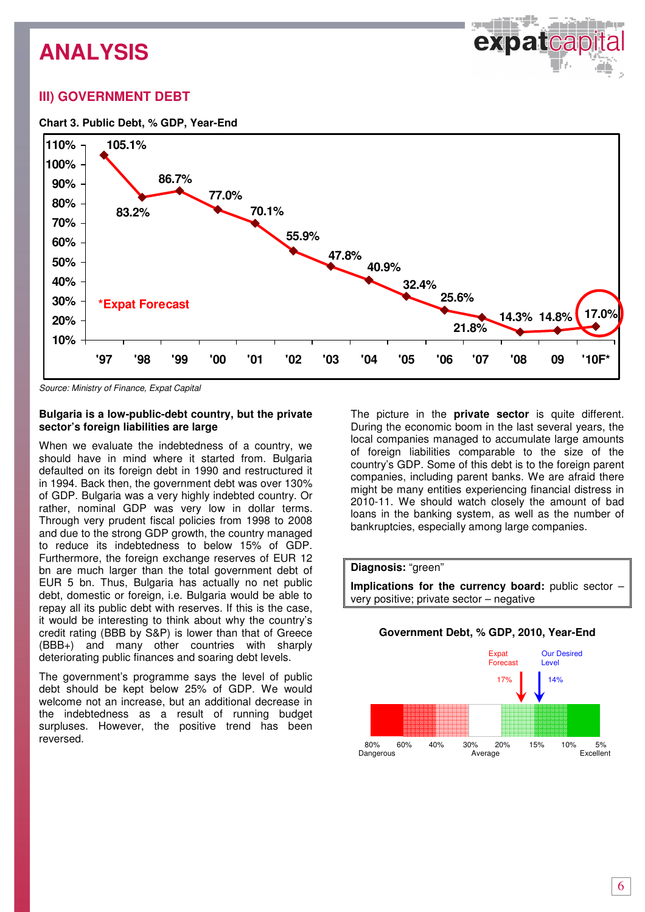# ANALYSIS

## III) GOVERNMENT DEBT

**Chart 3. Public Debt, % GDP, Year-End**

| Year | '97 | '98 | '99 | '00 | '01 | '02 | '03 | '04 | '05 | '06 | '07 | '08 | 09 | '10F* |
|---|---|---|---|---|---|---|---|---|---|---|---|---|---|---|
| Public Debt, % GDP | 105.1% | 83.2% | 86.7% | 77.0% | 70.1% | 55.9% | 47.8% | 40.9% | 32.4% | 25.6% | 21.8% | 14.3% | 14.8% | 17.0% |

*Expat Forecast

*Source: Ministry of Finance, Expat Capital*

**Bulgaria is a low-public-debt country, but the private sector's foreign liabilities are large**

When we evaluate the indebtedness of a country, we should have in mind where it started from. Bulgaria defaulted on its foreign debt in 1990 and restructured it in 1994. Back then, the government debt was over 130% of GDP. Bulgaria was a very highly indebted country. Or rather, nominal GDP was very low in dollar terms. Through very prudent fiscal policies from 1998 to 2008 and due to the strong GDP growth, the country managed to reduce its indebtedness to below 15% of GDP. Furthermore, the foreign exchange reserves of EUR 12 bn are much larger than the total government debt of EUR 5 bn. Thus, Bulgaria has actually no net public debt, domestic or foreign, i.e. Bulgaria would be able to repay all its public debt with reserves. If this is the case, it would be interesting to think about why the country's credit rating (BBB by S&P) is lower than that of Greece (BBB+) and many other countries with sharply deteriorating public finances and soaring debt levels.

The government's programme says the level of public debt should be kept below 25% of GDP. We would welcome not an increase, but an additional decrease in the indebtedness as a result of running budget surpluses. However, the positive trend has been reversed.

The picture in the **private sector** is quite different. During the economic boom in the last several years, the local companies managed to accumulate large amounts of foreign liabilities comparable to the size of the country's GDP. Some of this debt is to the foreign parent companies, including parent banks. We are afraid there might be many entities experiencing financial distress in 2010-11. We should watch closely the amount of bad loans in the banking system, as well as the number of bankruptcies, especially among large companies.

> **Diagnosis:** "green"
>
> **Implications for the currency board:** public sector – very positive; private sector – negative

**Government Debt, % GDP, 2010, Year-End**

Expat Forecast: 17% | Our Desired Level: 14%

Scale: 80% Dangerous – 60% – 40% – 30% – 20% Average – 15% – 10% – 5% Excellent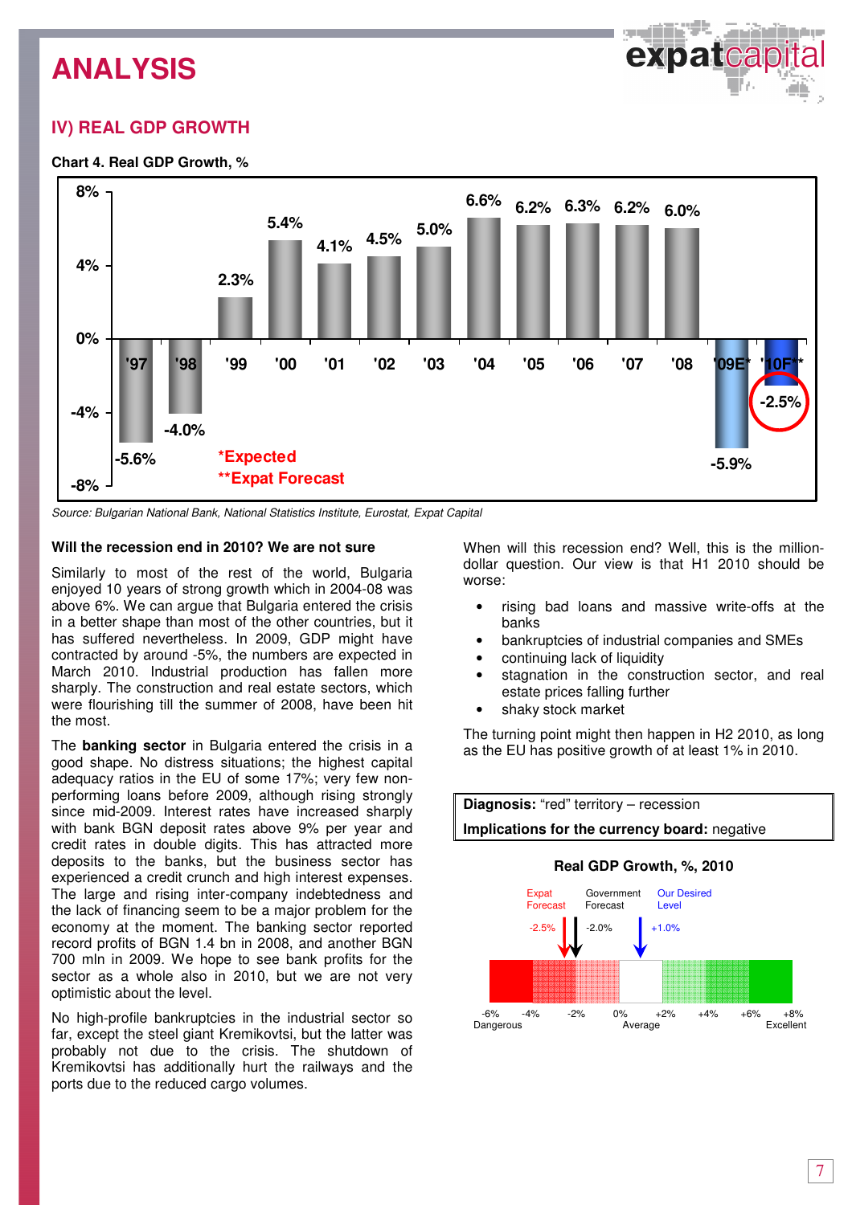# ANALYSIS

## IV) REAL GDP GROWTH

**Chart 4. Real GDP Growth, %**

| Year | '97 | '98 | '99 | '00 | '01 | '02 | '03 | '04 | '05 | '06 | '07 | '08 | '09E* | '10F** |
|---|---|---|---|---|---|---|---|---|---|---|---|---|---|---|
| Real GDP Growth, % | -5.6% | -4.0% | 2.3% | 5.4% | 4.1% | 4.5% | 5.0% | 6.6% | 6.2% | 6.3% | 6.2% | 6.0% | -5.9% | -2.5% |

*Expected
**Expat Forecast

*Source: Bulgarian National Bank, National Statistics Institute, Eurostat, Expat Capital*

**Will the recession end in 2010? We are not sure**

Similarly to most of the rest of the world, Bulgaria enjoyed 10 years of strong growth which in 2004-08 was above 6%. We can argue that Bulgaria entered the crisis in a better shape than most of the other countries, but it has suffered nevertheless. In 2009, GDP might have contracted by around -5%, the numbers are expected in March 2010. Industrial production has fallen more sharply. The construction and real estate sectors, which were flourishing till the summer of 2008, have been hit the most.

The **banking sector** in Bulgaria entered the crisis in a good shape. No distress situations; the highest capital adequacy ratios in the EU of some 17%; very few non-performing loans before 2009, although rising strongly since mid-2009. Interest rates have increased sharply with bank BGN deposit rates above 9% per year and credit rates in double digits. This has attracted more deposits to the banks, but the business sector has experienced a credit crunch and high interest expenses. The large and rising inter-company indebtedness and the lack of financing seem to be a major problem for the economy at the moment. The banking sector reported record profits of BGN 1.4 bn in 2008, and another BGN 700 mln in 2009. We hope to see bank profits for the sector as a whole also in 2010, but we are not very optimistic about the level.

No high-profile bankruptcies in the industrial sector so far, except the steel giant Kremikovtsi, but the latter was probably not due to the crisis. The shutdown of Kremikovtsi has additionally hurt the railways and the ports due to the reduced cargo volumes.

When will this recession end? Well, this is the million-dollar question. Our view is that H1 2010 should be worse:

- rising bad loans and massive write-offs at the banks
- bankruptcies of industrial companies and SMEs
- continuing lack of liquidity
- stagnation in the construction sector, and real estate prices falling further
- shaky stock market

The turning point might then happen in H2 2010, as long as the EU has positive growth of at least 1% in 2010.

**Diagnosis:** "red" territory – recession

**Implications for the currency board:** negative

**Real GDP Growth, %, 2010**

Expat Forecast: -2.5% | Government Forecast: -2.0% | Our Desired Level: +1.0%

Scale: -6% Dangerous, -4%, -2%, 0% Average, +2%, +4%, +6%, +8% Excellent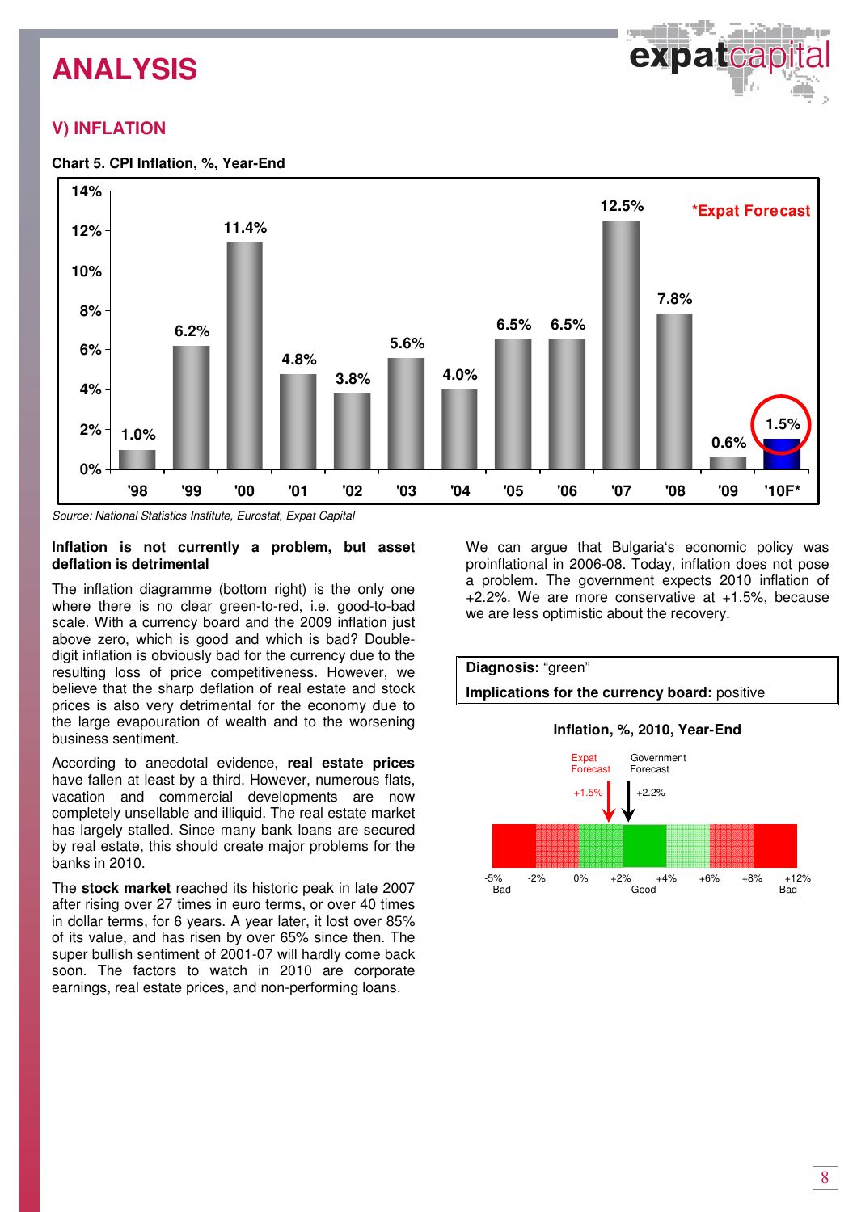# ANALYSIS

## V) INFLATION

**Chart 5. CPI Inflation, %, Year-End**

| Year | CPI Inflation, % |
|---|---|
| '98 | 1.0% |
| '99 | 6.2% |
| '00 | 11.4% |
| '01 | 4.8% |
| '02 | 3.8% |
| '03 | 5.6% |
| '04 | 4.0% |
| '05 | 6.5% |
| '06 | 6.5% |
| '07 | 12.5% |
| '08 | 7.8% |
| '09 | 0.6% |
| '10F* | 1.5% |

*Expat Forecast

*Source: National Statistics Institute, Eurostat, Expat Capital*

**Inflation is not currently a problem, but asset deflation is detrimental**

The inflation diagramme (bottom right) is the only one where there is no clear green-to-red, i.e. good-to-bad scale. With a currency board and the 2009 inflation just above zero, which is good and which is bad? Double-digit inflation is obviously bad for the currency due to the resulting loss of price competitiveness. However, we believe that the sharp deflation of real estate and stock prices is also very detrimental for the economy due to the large evapouration of wealth and to the worsening business sentiment.

According to anecdotal evidence, **real estate prices** have fallen at least by a third. However, numerous flats, vacation and commercial developments are now completely unsellable and illiquid. The real estate market has largely stalled. Since many bank loans are secured by real estate, this should create major problems for the banks in 2010.

The **stock market** reached its historic peak in late 2007 after rising over 27 times in euro terms, or over 40 times in dollar terms, for 6 years. A year later, it lost over 85% of its value, and has risen by over 65% since then. The super bullish sentiment of 2001-07 will hardly come back soon. The factors to watch in 2010 are corporate earnings, real estate prices, and non-performing loans.

We can argue that Bulgaria's economic policy was proinflational in 2006-08. Today, inflation does not pose a problem. The government expects 2010 inflation of +2.2%. We are more conservative at +1.5%, because we are less optimistic about the recovery.

**Diagnosis:** "green"

**Implications for the currency board:** positive

**Inflation, %, 2010, Year-End**

Expat Forecast: +1.5% | Government Forecast: +2.2%

Scale: -5% (Bad), -2%, 0%, +2% (Good), +4%, +6%, +8%, +12% (Bad)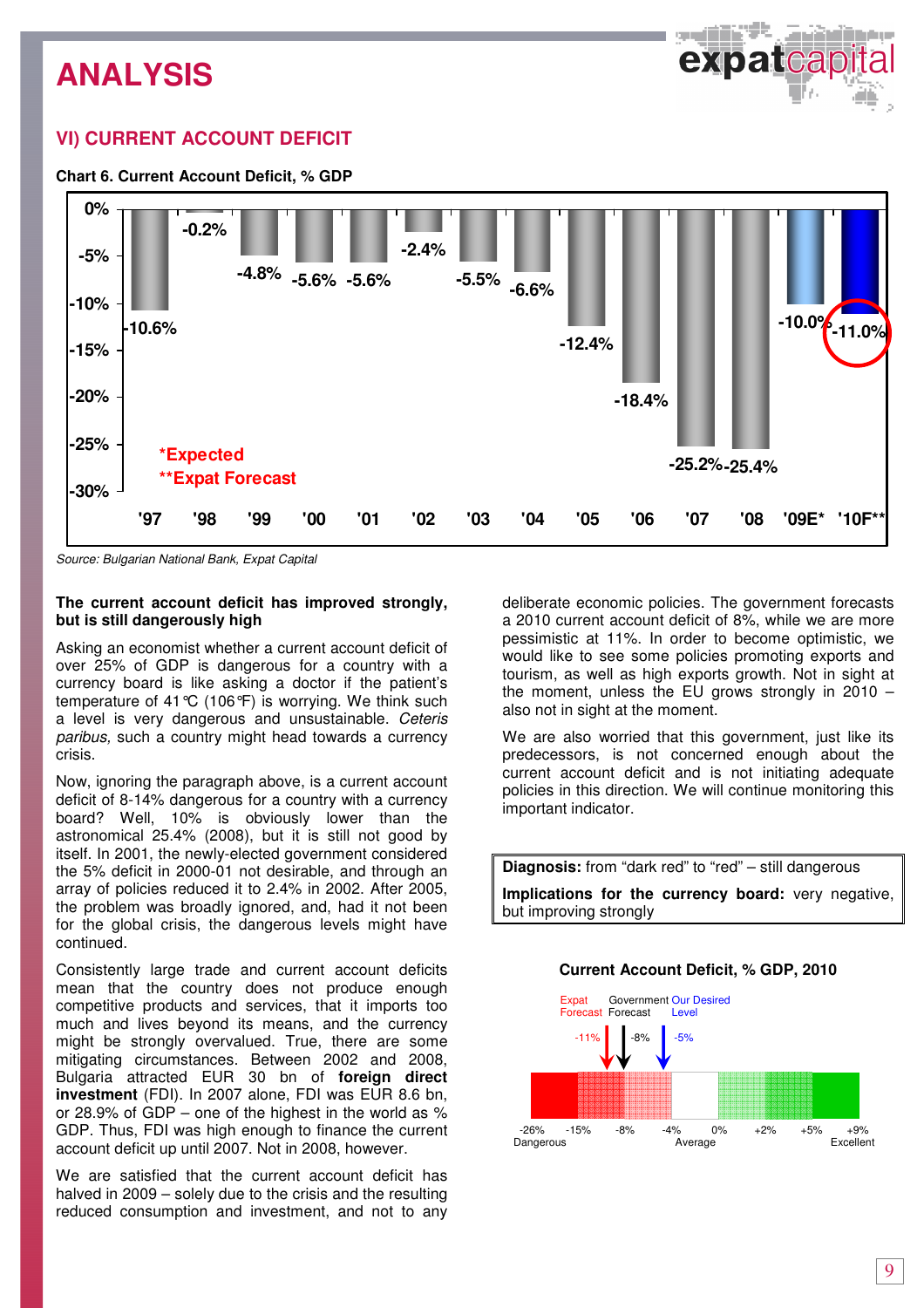# ANALYSIS

## VI) CURRENT ACCOUNT DEFICIT

**Chart 6. Current Account Deficit, % GDP**

| '97 | '98 | '99 | '00 | '01 | '02 | '03 | '04 | '05 | '06 | '07 | '08 | '09E* | '10F** |
|---|---|---|---|---|---|---|---|---|---|---|---|---|---|
| -10.6% | -0.2% | -4.8% | -5.6% | -5.6% | -2.4% | -5.5% | -6.6% | -12.4% | -18.4% | -25.2% | -25.4% | -10.0% | -11.0% |

*Expected
**Expat Forecast

*Source: Bulgarian National Bank, Expat Capital*

**The current account deficit has improved strongly, but is still dangerously high**

Asking an economist whether a current account deficit of over 25% of GDP is dangerous for a country with a currency board is like asking a doctor if the patient's temperature of 41°C (106°F) is worrying. We think such a level is very dangerous and unsustainable. *Ceteris paribus,* such a country might head towards a currency crisis.

Now, ignoring the paragraph above, is a current account deficit of 8-14% dangerous for a country with a currency board? Well, 10% is obviously lower than the astronomical 25.4% (2008), but it is still not good by itself. In 2001, the newly-elected government considered the 5% deficit in 2000-01 not desirable, and through an array of policies reduced it to 2.4% in 2002. After 2005, the problem was broadly ignored, and, had it not been for the global crisis, the dangerous levels might have continued.

Consistently large trade and current account deficits mean that the country does not produce enough competitive products and services, that it imports too much and lives beyond its means, and the currency might be strongly overvalued. True, there are some mitigating circumstances. Between 2002 and 2008, Bulgaria attracted EUR 30 bn of **foreign direct investment** (FDI). In 2007 alone, FDI was EUR 8.6 bn, or 28.9% of GDP – one of the highest in the world as % GDP. Thus, FDI was high enough to finance the current account deficit up until 2007. Not in 2008, however.

We are satisfied that the current account deficit has halved in 2009 – solely due to the crisis and the resulting reduced consumption and investment, and not to any deliberate economic policies. The government forecasts a 2010 current account deficit of 8%, while we are more pessimistic at 11%. In order to become optimistic, we would like to see some policies promoting exports and tourism, as well as high exports growth. Not in sight at the moment, unless the EU grows strongly in 2010 – also not in sight at the moment.

We are also worried that this government, just like its predecessors, is not concerned enough about the current account deficit and is not initiating adequate policies in this direction. We will continue monitoring this important indicator.

**Diagnosis:** from "dark red" to "red" – still dangerous

**Implications for the currency board:** very negative, but improving strongly

**Current Account Deficit, % GDP, 2010**

Expat Forecast: -11% | Government Forecast: -8% | Our Desired Level: -5%

Scale: -26% Dangerous | -15% | -8% | -4% | 0% Average | +2% | +5% | +9% Excellent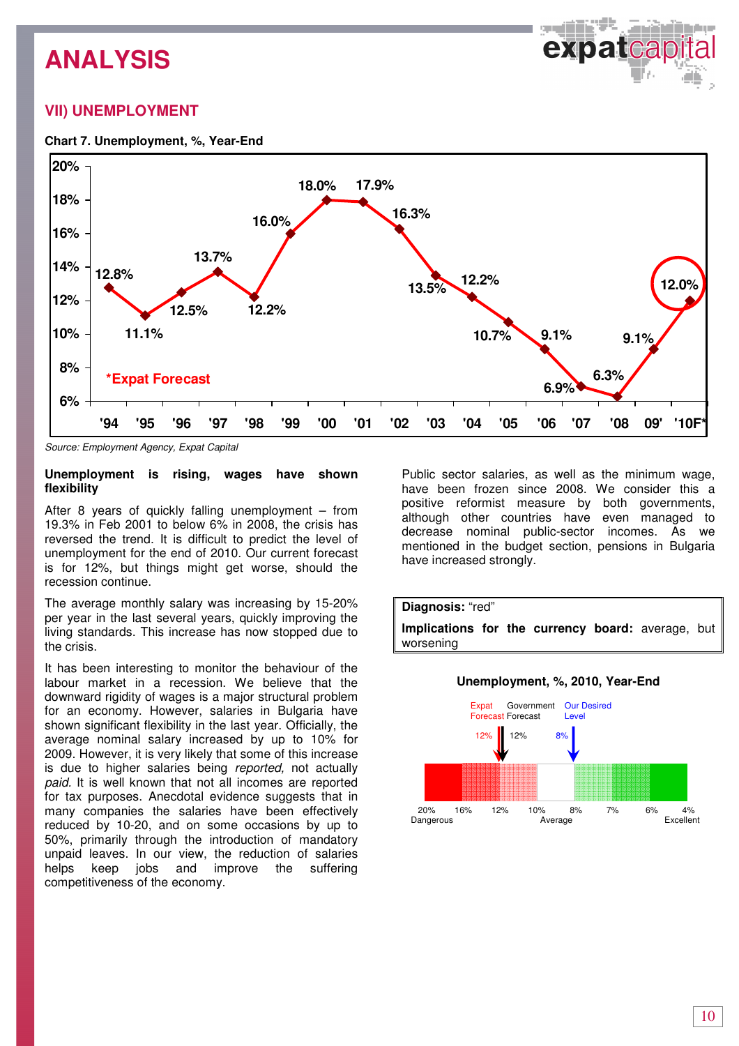# ANALYSIS

## VII) UNEMPLOYMENT

**Chart 7. Unemployment, %, Year-End**

| '94 | '95 | '96 | '97 | '98 | '99 | '00 | '01 | '02 | '03 | '04 | '05 | '06 | '07 | '08 | 09' | '10F* |
|---|---|---|---|---|---|---|---|---|---|---|---|---|---|---|---|---|
| 12.8% | 11.1% | 12.5% | 13.7% | 12.2% | 16.0% | 18.0% | 17.9% | 16.3% | 13.5% | 12.2% | 10.7% | 9.1% | 6.9% | 6.3% | 9.1% | 12.0% |

*Expat Forecast

*Source: Employment Agency, Expat Capital*

**Unemployment is rising, wages have shown flexibility**

After 8 years of quickly falling unemployment – from 19.3% in Feb 2001 to below 6% in 2008, the crisis has reversed the trend. It is difficult to predict the level of unemployment for the end of 2010. Our current forecast is for 12%, but things might get worse, should the recession continue.

The average monthly salary was increasing by 15-20% per year in the last several years, quickly improving the living standards. This increase has now stopped due to the crisis.

It has been interesting to monitor the behaviour of the labour market in a recession. We believe that the downward rigidity of wages is a major structural problem for an economy. However, salaries in Bulgaria have shown significant flexibility in the last year. Officially, the average nominal salary increased by up to 10% for 2009. However, it is very likely that some of this increase is due to higher salaries being *reported,* not actually *paid.* It is well known that not all incomes are reported for tax purposes. Anecdotal evidence suggests that in many companies the salaries have been effectively reduced by 10-20, and on some occasions by up to 50%, primarily through the introduction of mandatory unpaid leaves. In our view, the reduction of salaries helps keep jobs and improve the suffering competitiveness of the economy.

Public sector salaries, as well as the minimum wage, have been frozen since 2008. We consider this a positive reformist measure by both governments, although other countries have even managed to decrease nominal public-sector incomes. As we mentioned in the budget section, pensions in Bulgaria have increased strongly.

**Diagnosis:** "red"

**Implications for the currency board:** average, but worsening

**Unemployment, %, 2010, Year-End**

Expat Forecast: 12% | Government Forecast: 12% | Our Desired Level: 8%

Scale: 20% Dangerous – 16% – 12% – 10% – 8% Average – 7% – 6% – 4% Excellent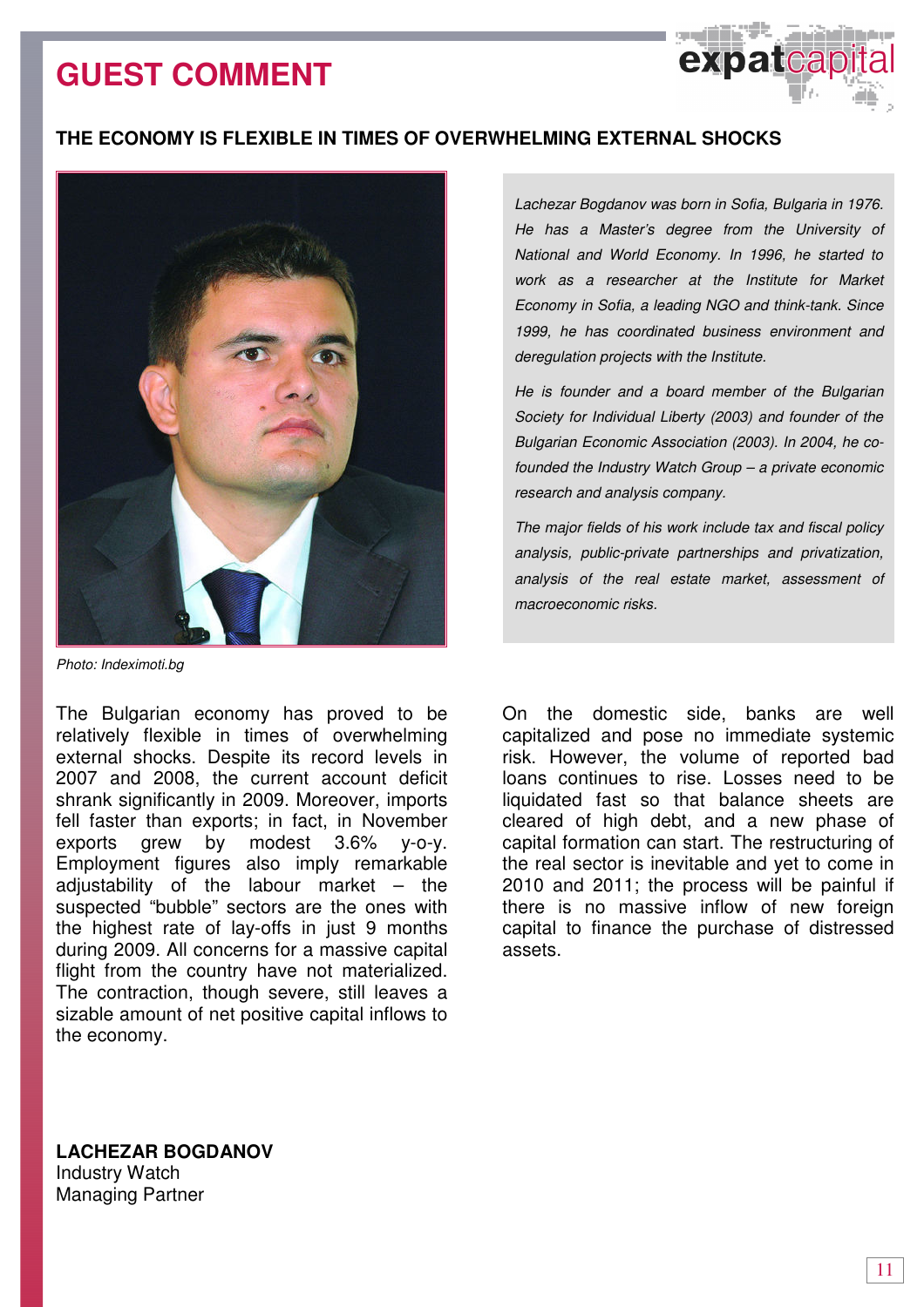# GUEST COMMENT

## THE ECONOMY IS FLEXIBLE IN TIMES OF OVERWHELMING EXTERNAL SHOCKS

Photo: Indeximoti.bg

*Lachezar Bogdanov was born in Sofia, Bulgaria in 1976. He has a Master's degree from the University of National and World Economy. In 1996, he started to work as a researcher at the Institute for Market Economy in Sofia, a leading NGO and think-tank. Since 1999, he has coordinated business environment and deregulation projects with the Institute.*

*He is founder and a board member of the Bulgarian Society for Individual Liberty (2003) and founder of the Bulgarian Economic Association (2003). In 2004, he co-founded the Industry Watch Group – a private economic research and analysis company.*

*The major fields of his work include tax and fiscal policy analysis, public-private partnerships and privatization, analysis of the real estate market, assessment of macroeconomic risks.*

The Bulgarian economy has proved to be relatively flexible in times of overwhelming external shocks. Despite its record levels in 2007 and 2008, the current account deficit shrank significantly in 2009. Moreover, imports fell faster than exports; in fact, in November exports grew by modest 3.6% y-o-y. Employment figures also imply remarkable adjustability of the labour market – the suspected "bubble" sectors are the ones with the highest rate of lay-offs in just 9 months during 2009. All concerns for a massive capital flight from the country have not materialized. The contraction, though severe, still leaves a sizable amount of net positive capital inflows to the economy.

On the domestic side, banks are well capitalized and pose no immediate systemic risk. However, the volume of reported bad loans continues to rise. Losses need to be liquidated fast so that balance sheets are cleared of high debt, and a new phase of capital formation can start. The restructuring of the real sector is inevitable and yet to come in 2010 and 2011; the process will be painful if there is no massive inflow of new foreign capital to finance the purchase of distressed assets.

**LACHEZAR BOGDANOV**
Industry Watch
Managing Partner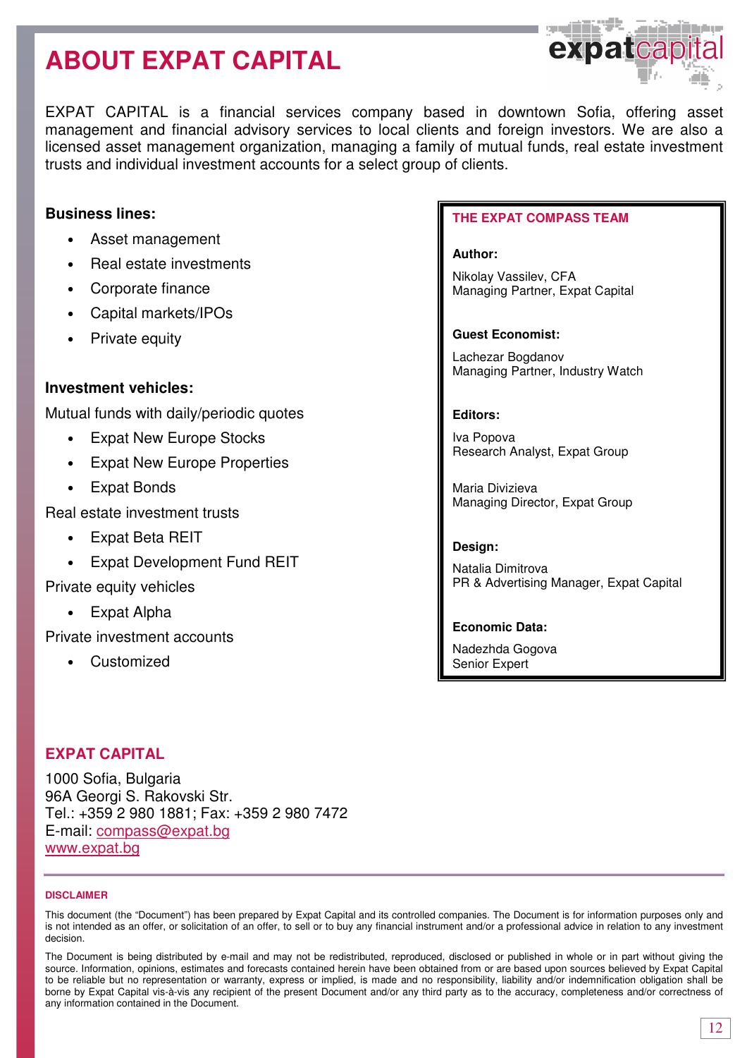# ABOUT EXPAT CAPITAL

EXPAT CAPITAL is a financial services company based in downtown Sofia, offering asset management and financial advisory services to local clients and foreign investors. We are also a licensed asset management organization, managing a family of mutual funds, real estate investment trusts and individual investment accounts for a select group of clients.

**Business lines:**

- Asset management
- Real estate investments
- Corporate finance
- Capital markets/IPOs
- Private equity

**Investment vehicles:**

Mutual funds with daily/periodic quotes

- Expat New Europe Stocks
- Expat New Europe Properties
- Expat Bonds

Real estate investment trusts

- Expat Beta REIT
- Expat Development Fund REIT

Private equity vehicles

- Expat Alpha

Private investment accounts

- Customized

### THE EXPAT COMPASS TEAM

**Author:**

Nikolay Vassilev, CFA
Managing Partner, Expat Capital

**Guest Economist:**

Lachezar Bogdanov
Managing Partner, Industry Watch

**Editors:**

Iva Popova
Research Analyst, Expat Group

Maria Divizieva
Managing Director, Expat Group

**Design:**

Natalia Dimitrova
PR & Advertising Manager, Expat Capital

**Economic Data:**

Nadezhda Gogova
Senior Expert

### EXPAT CAPITAL

1000 Sofia, Bulgaria
96A Georgi S. Rakovski Str.
Tel.: +359 2 980 1881; Fax: +359 2 980 7472
E-mail: compass@expat.bg
www.expat.bg

**DISCLAIMER**

This document (the "Document") has been prepared by Expat Capital and its controlled companies. The Document is for information purposes only and is not intended as an offer, or solicitation of an offer, to sell or to buy any financial instrument and/or a professional advice in relation to any investment decision.

The Document is being distributed by e-mail and may not be redistributed, reproduced, disclosed or published in whole or in part without giving the source. Information, opinions, estimates and forecasts contained herein have been obtained from or are based upon sources believed by Expat Capital to be reliable but no representation or warranty, express or implied, is made and no responsibility, liability and/or indemnification obligation shall be borne by Expat Capital vis-à-vis any recipient of the present Document and/or any third party as to the accuracy, completeness and/or correctness of any information contained in the Document.